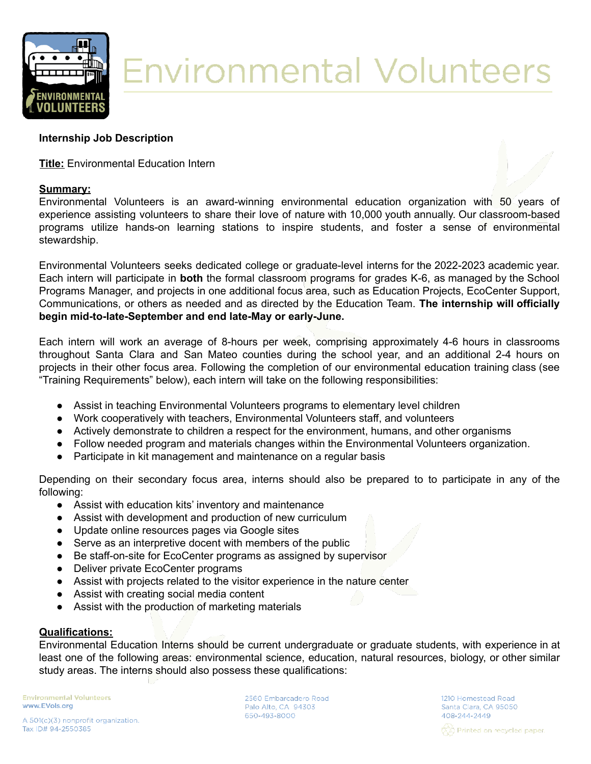# Environmental Volunteers

**Internship Job Description**

**Title:** Environmental Education Intern

**Summary:**

Environmental Volunteers is an award-winning environmental education organization with 50 years of experience assisting volunteers to share their love of nature with 10,000 youth annually. Our classroom-based programs utilize hands-on learning stations to inspire students, and foster a sense of environmental stewardship.

Environmental Volunteers seeks dedicated college or graduate-level interns for the 2022-2023 academic year. Each intern will participate in **both** the formal classroom programs for grades K-6, as managed by the School Programs Manager, and projects in one additional focus area, such as Education Projects, EcoCenter Support, Communications, or others as needed and as directed by the Education Team. **The internship will officially begin mid-to-late-September and end late-May or early-June.**

Each intern will work an average of 8-hours per week, comprising approximately 4-6 hours in classrooms throughout Santa Clara and San Mateo counties during the school year, and an additional 2-4 hours on projects in their other focus area. Following the completion of our environmental education training class (see "Training Requirements" below), each intern will take on the following responsibilities:

- Assist in teaching Environmental Volunteers programs to elementary level children
- Work cooperatively with teachers, Environmental Volunteers staff, and volunteers
- Actively demonstrate to children a respect for the environment, humans, and other organisms
- Follow needed program and materials changes within the Environmental Volunteers organization.
- Participate in kit management and maintenance on a regular basis

Depending on their secondary focus area, interns should also be prepared to to participate in any of the following:

- Assist with education kits' inventory and maintenance
- Assist with development and production of new curriculum
- Update online resources pages via Google sites
- Serve as an interpretive docent with members of the public
- Be staff-on-site for EcoCenter programs as assigned by supervisor
- Deliver private EcoCenter programs
- Assist with projects related to the visitor experience in the nature center
- Assist with creating social media content
- Assist with the production of marketing materials

**Qualifications:**

Environmental Education Interns should be current undergraduate or graduate students, with experience in at least one of the following areas: environmental science, education, natural resources, biology, or other similar study areas. The interns should also possess these qualifications: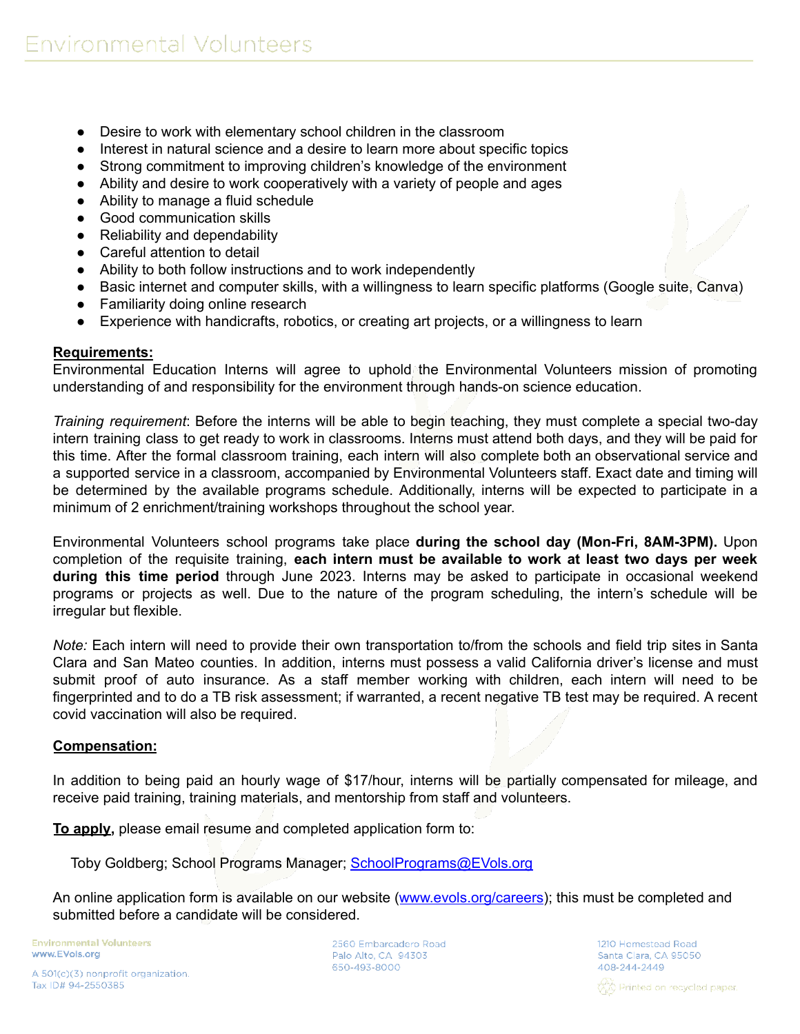- Desire to work with elementary school children in the classroom
- Interest in natural science and a desire to learn more about specific topics
- Strong commitment to improving children's knowledge of the environment
- Ability and desire to work cooperatively with a variety of people and ages
- Ability to manage a fluid schedule
- Good communication skills
- Reliability and dependability
- Careful attention to detail
- Ability to both follow instructions and to work independently
- Basic internet and computer skills, with a willingness to learn specific platforms (Google suite, Canva)
- Familiarity doing online research
- Experience with handicrafts, robotics, or creating art projects, or a willingness to learn

**Requirements:**

Environmental Education Interns will agree to uphold the Environmental Volunteers mission of promoting understanding of and responsibility for the environment through hands-on science education.

*Training requirement*: Before the interns will be able to begin teaching, they must complete a special two-day intern training class to get ready to work in classrooms. Interns must attend both days, and they will be paid for this time. After the formal classroom training, each intern will also complete both an observational service and a supported service in a classroom, accompanied by Environmental Volunteers staff. Exact date and timing will be determined by the available programs schedule. Additionally, interns will be expected to participate in a minimum of 2 enrichment/training workshops throughout the school year.

Environmental Volunteers school programs take place **during the school day (Mon-Fri, 8AM-3PM).** Upon completion of the requisite training, **each intern must be available to work at least two days per week during this time period** through June 2023. Interns may be asked to participate in occasional weekend programs or projects as well. Due to the nature of the program scheduling, the intern's schedule will be irregular but flexible.

*Note:* Each intern will need to provide their own transportation to/from the schools and field trip sites in Santa Clara and San Mateo counties. In addition, interns must possess a valid California driver's license and must submit proof of auto insurance. As a staff member working with children, each intern will need to be fingerprinted and to do a TB risk assessment; if warranted, a recent negative TB test may be required. A recent covid vaccination will also be required.

**Compensation:**

In addition to being paid an hourly wage of $17/hour, interns will be partially compensated for mileage, and receive paid training, training materials, and mentorship from staff and volunteers.

**To apply,** please email resume and completed application form to:

Toby Goldberg; School Programs Manager; [SchoolPrograms@EVols.org](mailto:SchoolPrograms@EVols.org)

An online application form is available on our website ([www.evols.org/careers](http://www.evols.org/careers)); this must be completed and submitted before a candidate will be considered.